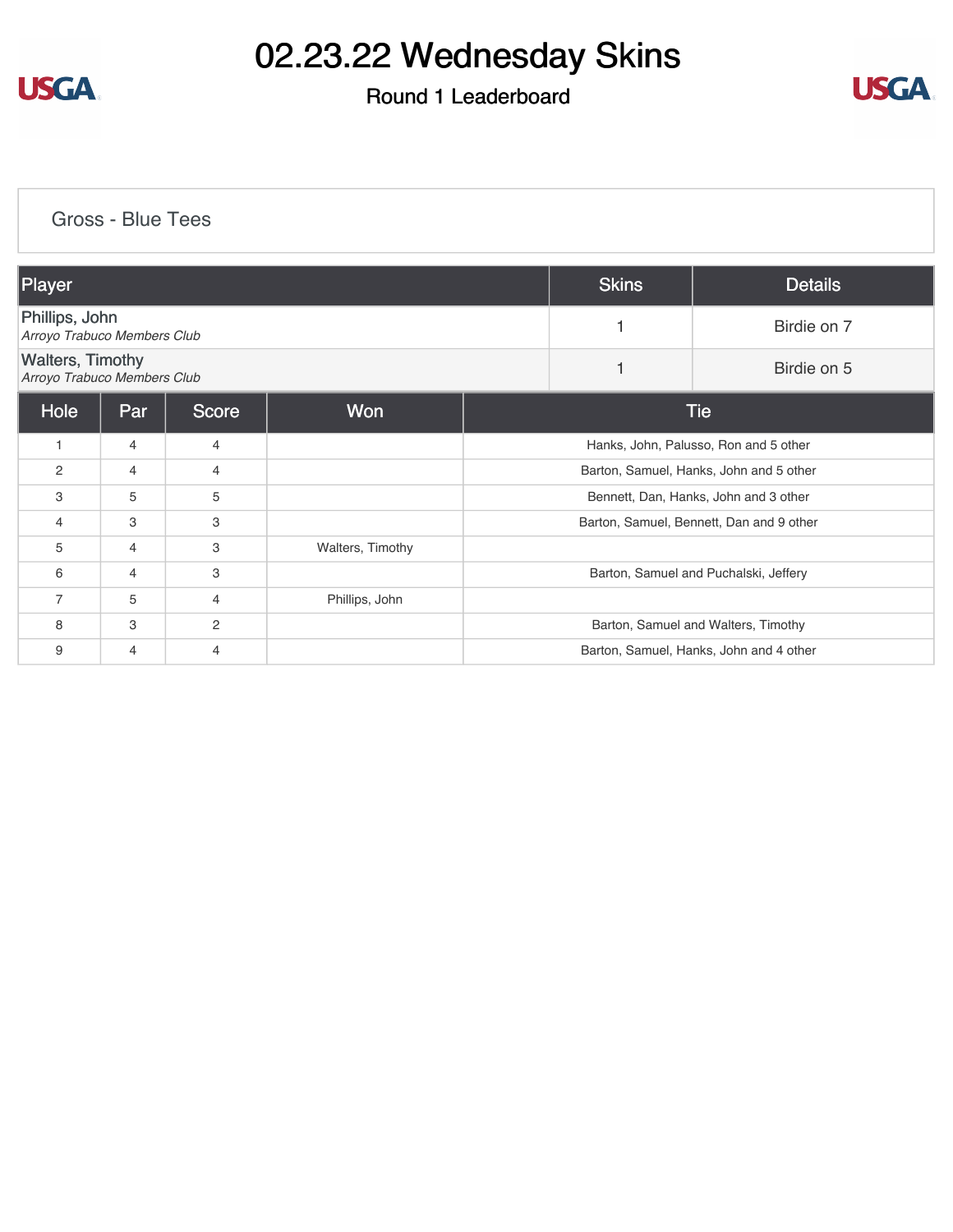# 02.23.22 Wednesday Skins

## Round 1 Leaderboard

### Gross - Blue Tees

| Player | Skins | Details |
| --- | --- | --- |
| Phillips, John<br>*Arroyo Trabuco Members Club* | 1 | Birdie on 7 |
| Walters, Timothy<br>*Arroyo Trabuco Members Club* | 1 | Birdie on 5 |

| Hole | Par | Score | Won | Tie |
| --- | --- | --- | --- | --- |
| 1 | 4 | 4 | | Hanks, John, Palusso, Ron and 5 other |
| 2 | 4 | 4 | | Barton, Samuel, Hanks, John and 5 other |
| 3 | 5 | 5 | | Bennett, Dan, Hanks, John and 3 other |
| 4 | 3 | 3 | | Barton, Samuel, Bennett, Dan and 9 other |
| 5 | 4 | 3 | Walters, Timothy | |
| 6 | 4 | 3 | | Barton, Samuel and Puchalski, Jeffery |
| 7 | 5 | 4 | Phillips, John | |
| 8 | 3 | 2 | | Barton, Samuel and Walters, Timothy |
| 9 | 4 | 4 | | Barton, Samuel, Hanks, John and 4 other |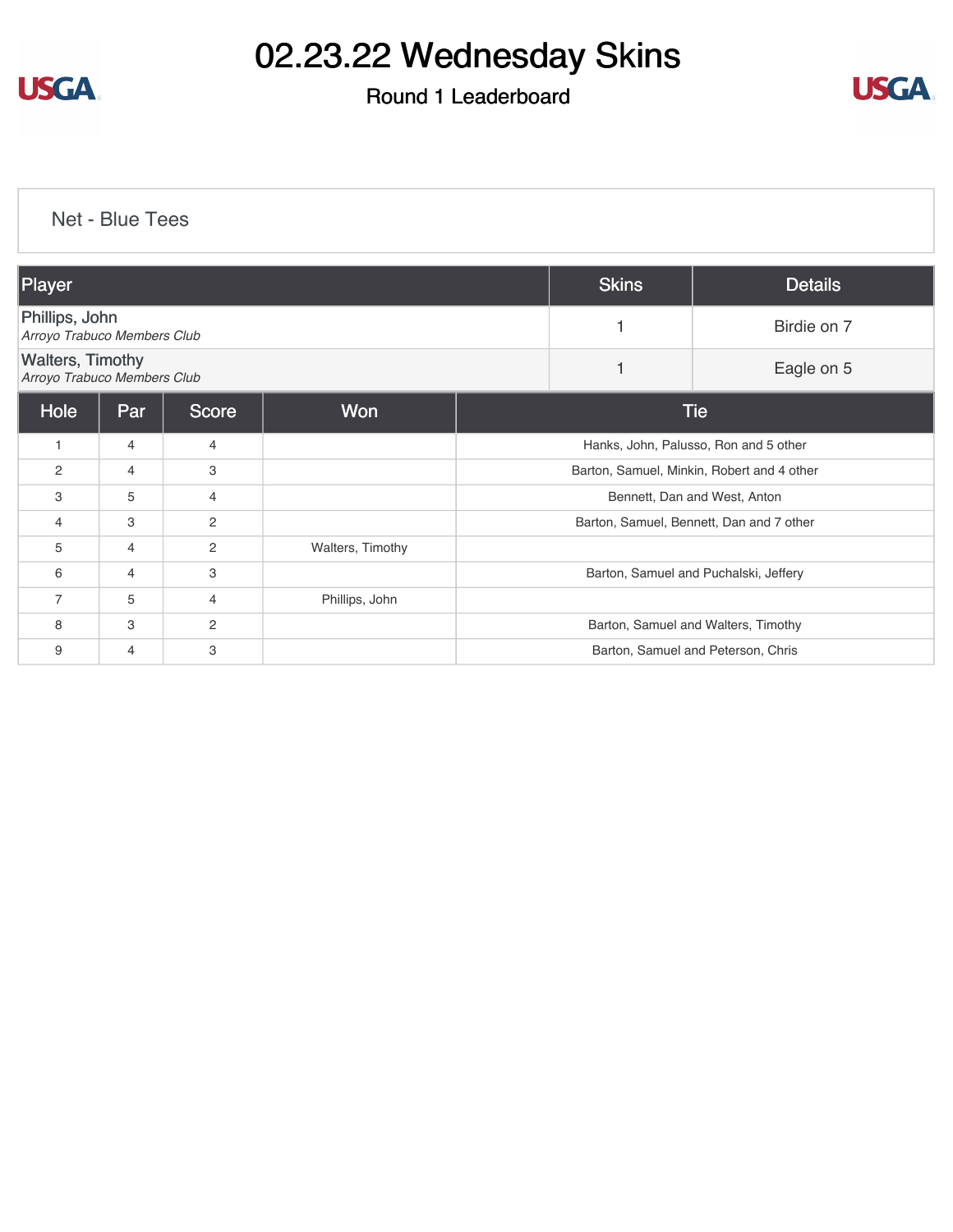# 02.23.22 Wednesday Skins

## Round 1 Leaderboard

### Net - Blue Tees

| Player | Skins | Details |
|---|---|---|
| Phillips, John<br>*Arroyo Trabuco Members Club* | 1 | Birdie on 7 |
| Walters, Timothy<br>*Arroyo Trabuco Members Club* | 1 | Eagle on 5 |

| Hole | Par | Score | Won | Tie |
|---|---|---|---|---|
| 1 | 4 | 4 | | Hanks, John, Palusso, Ron and 5 other |
| 2 | 4 | 3 | | Barton, Samuel, Minkin, Robert and 4 other |
| 3 | 5 | 4 | | Bennett, Dan and West, Anton |
| 4 | 3 | 2 | | Barton, Samuel, Bennett, Dan and 7 other |
| 5 | 4 | 2 | Walters, Timothy | |
| 6 | 4 | 3 | | Barton, Samuel and Puchalski, Jeffery |
| 7 | 5 | 4 | Phillips, John | |
| 8 | 3 | 2 | | Barton, Samuel and Walters, Timothy |
| 9 | 4 | 3 | | Barton, Samuel and Peterson, Chris |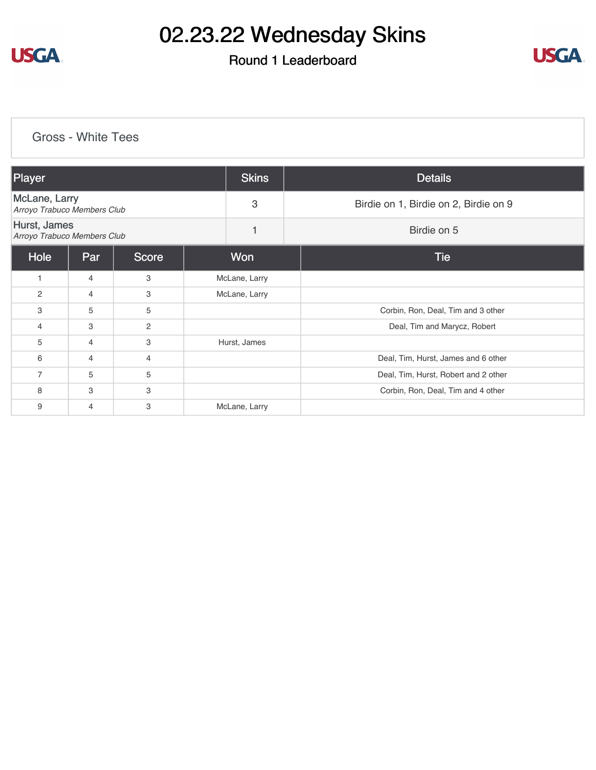# 02.23.22 Wednesday Skins

## Round 1 Leaderboard

### Gross - White Tees

| Player | Skins | Details |
|---|---|---|
| McLane, Larry<br>*Arroyo Trabuco Members Club* | 3 | Birdie on 1, Birdie on 2, Birdie on 9 |
| Hurst, James<br>*Arroyo Trabuco Members Club* | 1 | Birdie on 5 |

| Hole | Par | Score | Won | Tie |
|---|---|---|---|---|
| 1 | 4 | 3 | McLane, Larry | |
| 2 | 4 | 3 | McLane, Larry | |
| 3 | 5 | 5 | | Corbin, Ron, Deal, Tim and 3 other |
| 4 | 3 | 2 | | Deal, Tim and Marycz, Robert |
| 5 | 4 | 3 | Hurst, James | |
| 6 | 4 | 4 | | Deal, Tim, Hurst, James and 6 other |
| 7 | 5 | 5 | | Deal, Tim, Hurst, Robert and 2 other |
| 8 | 3 | 3 | | Corbin, Ron, Deal, Tim and 4 other |
| 9 | 4 | 3 | McLane, Larry | |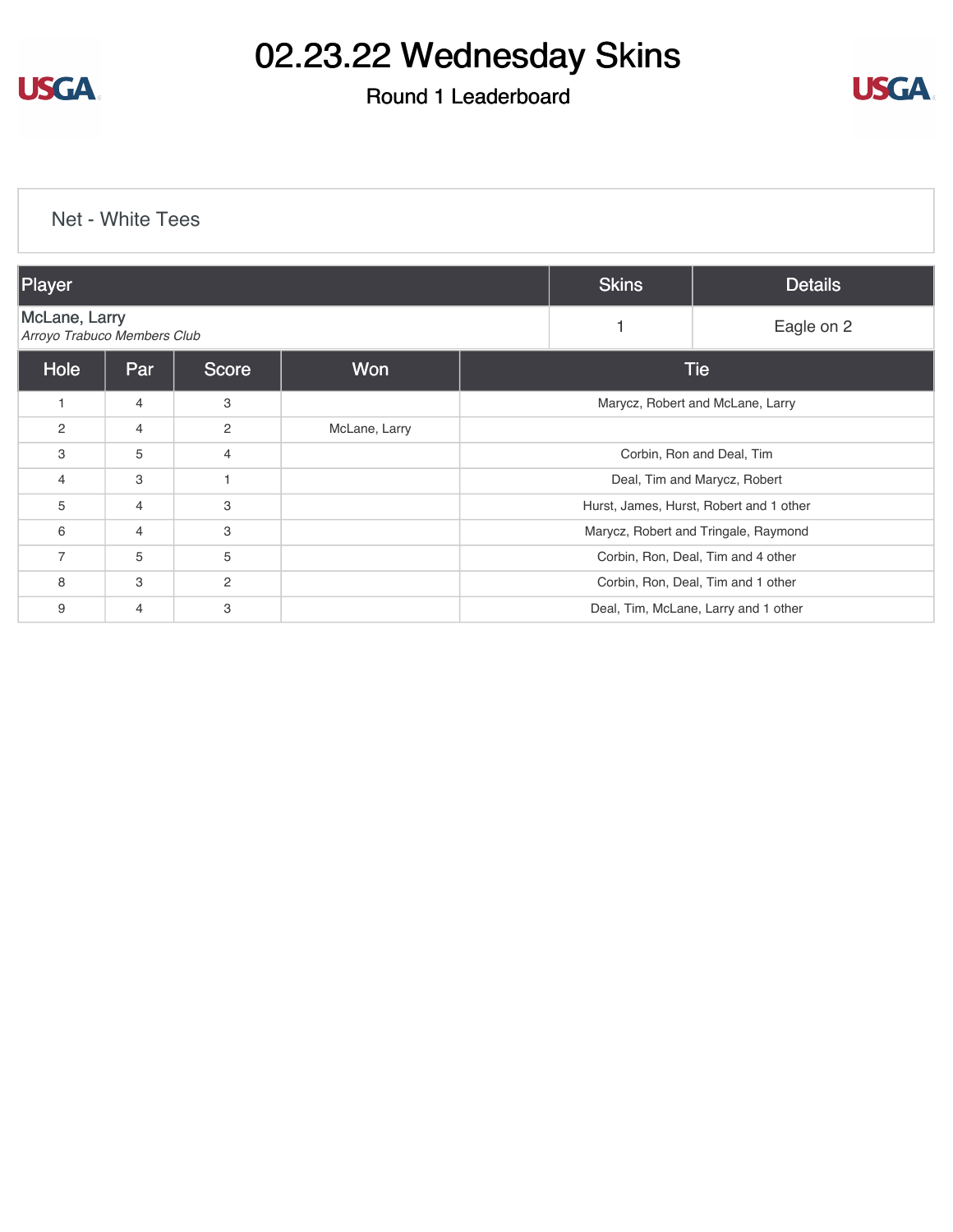# 02.23.22 Wednesday Skins

## Round 1 Leaderboard

### Net - White Tees

| Player | Skins | Details |
|---|---|---|
| McLane, Larry<br>*Arroyo Trabuco Members Club* | 1 | Eagle on 2 |

| Hole | Par | Score | Won | Tie |
|---|---|---|---|---|
| 1 | 4 | 3 | | Marycz, Robert and McLane, Larry |
| 2 | 4 | 2 | McLane, Larry | |
| 3 | 5 | 4 | | Corbin, Ron and Deal, Tim |
| 4 | 3 | 1 | | Deal, Tim and Marycz, Robert |
| 5 | 4 | 3 | | Hurst, James, Hurst, Robert and 1 other |
| 6 | 4 | 3 | | Marycz, Robert and Tringale, Raymond |
| 7 | 5 | 5 | | Corbin, Ron, Deal, Tim and 4 other |
| 8 | 3 | 2 | | Corbin, Ron, Deal, Tim and 1 other |
| 9 | 4 | 3 | | Deal, Tim, McLane, Larry and 1 other |